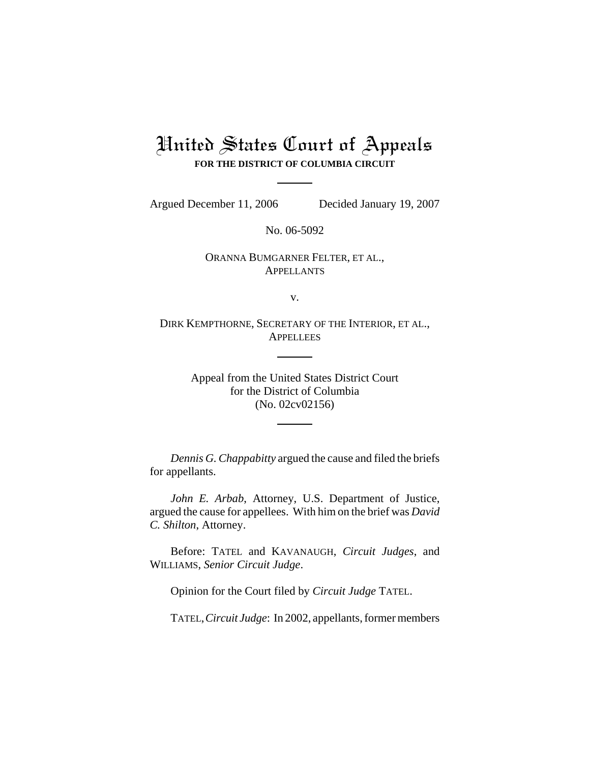# United States Court of Appeals

**FOR THE DISTRICT OF COLUMBIA CIRCUIT**

---

Argued December 11, 2006 Decided January 19, 2007

No. 06-5092

ORANNA BUMGARNER FELTER, ET AL.,
APPELLANTS

v.

DIRK KEMPTHORNE, SECRETARY OF THE INTERIOR, ET AL.,
APPELLEES

---

Appeal from the United States District Court
for the District of Columbia
(No. 02cv02156)

---

*Dennis G. Chappabitty* argued the cause and filed the briefs for appellants.

*John E. Arbab*, Attorney, U.S. Department of Justice, argued the cause for appellees. With him on the brief was *David C. Shilton*, Attorney.

Before: TATEL and KAVANAUGH, *Circuit Judges*, and WILLIAMS, *Senior Circuit Judge*.

Opinion for the Court filed by *Circuit Judge* TATEL.

TATEL, *Circuit Judge*: In 2002, appellants, former members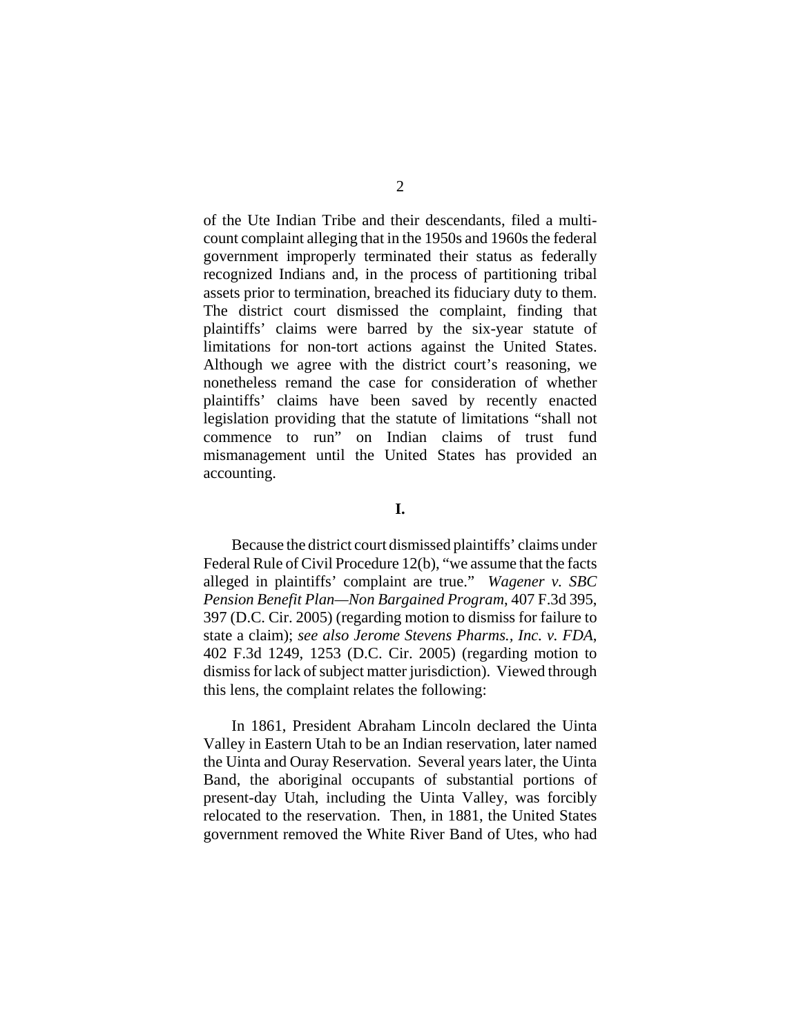of the Ute Indian Tribe and their descendants, filed a multi-count complaint alleging that in the 1950s and 1960s the federal government improperly terminated their status as federally recognized Indians and, in the process of partitioning tribal assets prior to termination, breached its fiduciary duty to them. The district court dismissed the complaint, finding that plaintiffs' claims were barred by the six-year statute of limitations for non-tort actions against the United States. Although we agree with the district court's reasoning, we nonetheless remand the case for consideration of whether plaintiffs' claims have been saved by recently enacted legislation providing that the statute of limitations "shall not commence to run" on Indian claims of trust fund mismanagement until the United States has provided an accounting.

**I.**

Because the district court dismissed plaintiffs' claims under Federal Rule of Civil Procedure 12(b), "we assume that the facts alleged in plaintiffs' complaint are true." *Wagener v. SBC Pension Benefit Plan—Non Bargained Program*, 407 F.3d 395, 397 (D.C. Cir. 2005) (regarding motion to dismiss for failure to state a claim); *see also Jerome Stevens Pharms., Inc. v. FDA*, 402 F.3d 1249, 1253 (D.C. Cir. 2005) (regarding motion to dismiss for lack of subject matter jurisdiction). Viewed through this lens, the complaint relates the following:

In 1861, President Abraham Lincoln declared the Uinta Valley in Eastern Utah to be an Indian reservation, later named the Uinta and Ouray Reservation. Several years later, the Uinta Band, the aboriginal occupants of substantial portions of present-day Utah, including the Uinta Valley, was forcibly relocated to the reservation. Then, in 1881, the United States government removed the White River Band of Utes, who had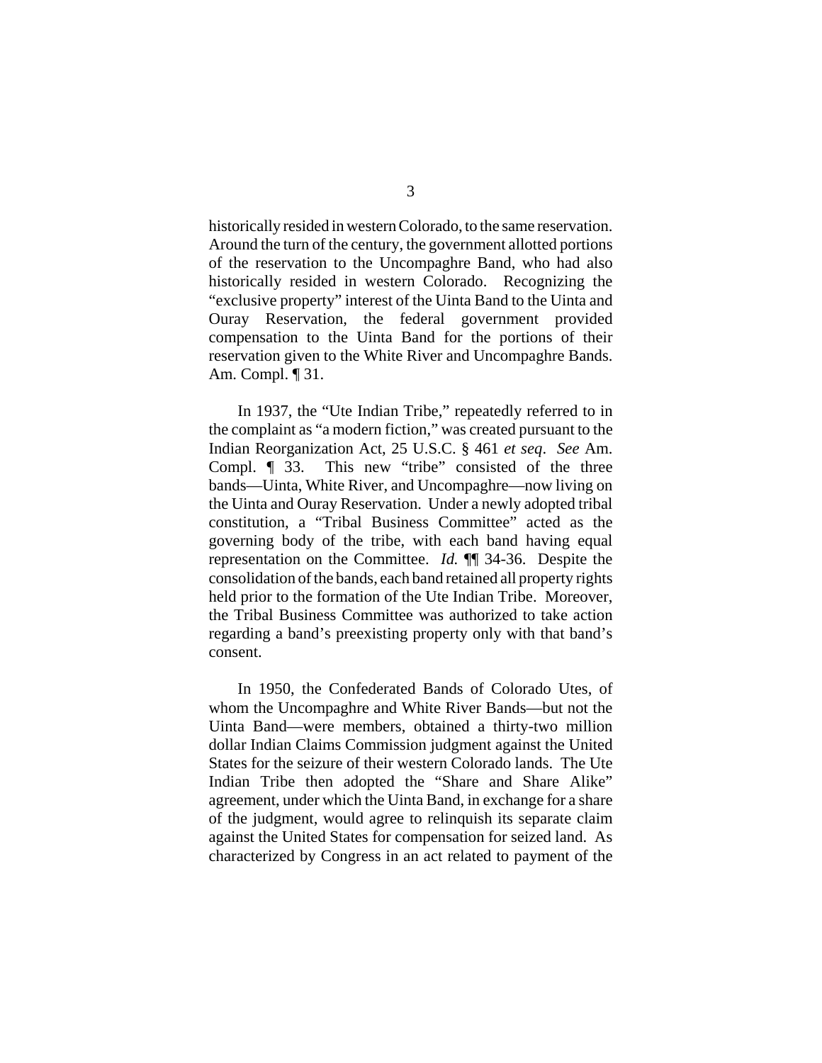historically resided in western Colorado, to the same reservation. Around the turn of the century, the government allotted portions of the reservation to the Uncompaghre Band, who had also historically resided in western Colorado. Recognizing the "exclusive property" interest of the Uinta Band to the Uinta and Ouray Reservation, the federal government provided compensation to the Uinta Band for the portions of their reservation given to the White River and Uncompaghre Bands. Am. Compl. ¶ 31.

In 1937, the "Ute Indian Tribe," repeatedly referred to in the complaint as "a modern fiction," was created pursuant to the Indian Reorganization Act, 25 U.S.C. § 461 *et seq*. *See* Am. Compl. ¶ 33. This new "tribe" consisted of the three bands—Uinta, White River, and Uncompaghre—now living on the Uinta and Ouray Reservation. Under a newly adopted tribal constitution, a "Tribal Business Committee" acted as the governing body of the tribe, with each band having equal representation on the Committee. *Id.* ¶¶ 34-36. Despite the consolidation of the bands, each band retained all property rights held prior to the formation of the Ute Indian Tribe. Moreover, the Tribal Business Committee was authorized to take action regarding a band's preexisting property only with that band's consent.

In 1950, the Confederated Bands of Colorado Utes, of whom the Uncompaghre and White River Bands—but not the Uinta Band—were members, obtained a thirty-two million dollar Indian Claims Commission judgment against the United States for the seizure of their western Colorado lands. The Ute Indian Tribe then adopted the "Share and Share Alike" agreement, under which the Uinta Band, in exchange for a share of the judgment, would agree to relinquish its separate claim against the United States for compensation for seized land. As characterized by Congress in an act related to payment of the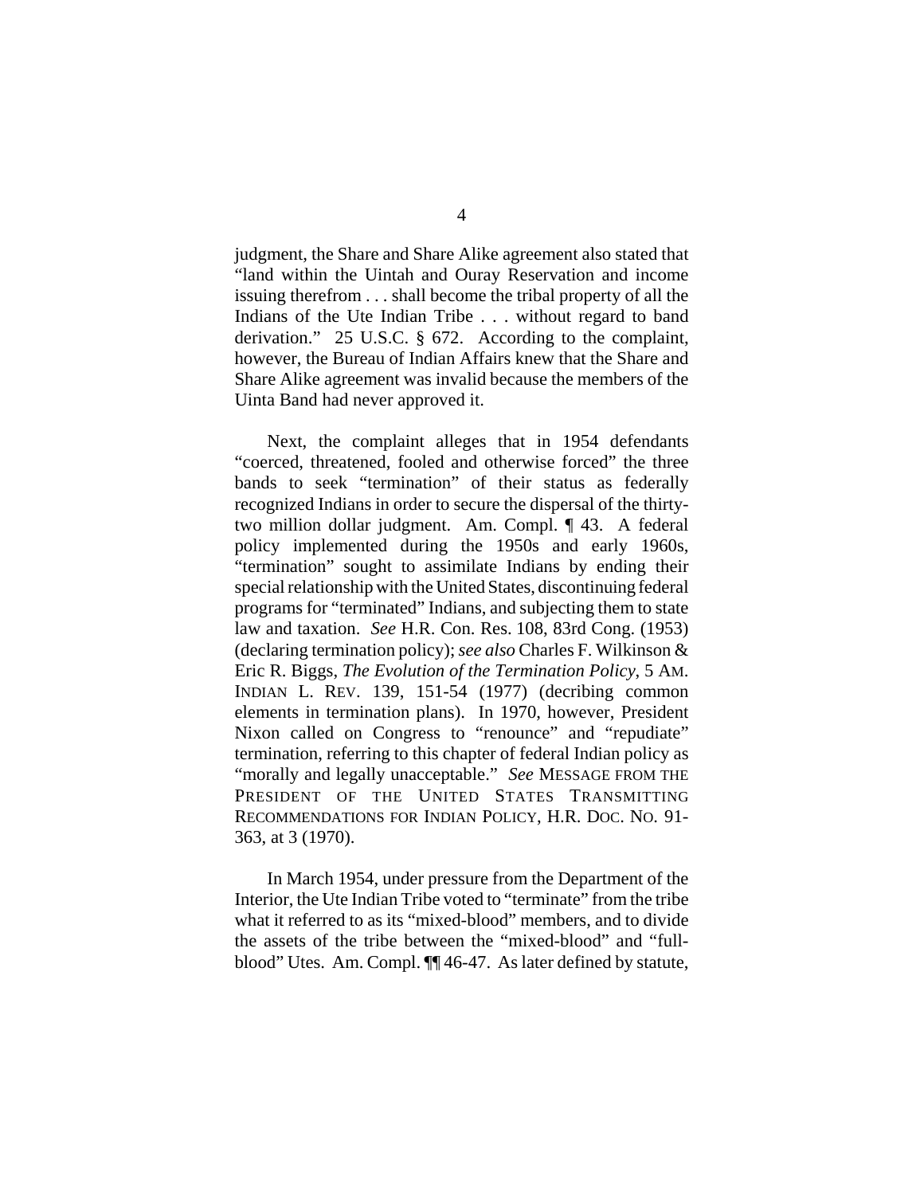judgment, the Share and Share Alike agreement also stated that "land within the Uintah and Ouray Reservation and income issuing therefrom . . . shall become the tribal property of all the Indians of the Ute Indian Tribe . . . without regard to band derivation." 25 U.S.C. § 672. According to the complaint, however, the Bureau of Indian Affairs knew that the Share and Share Alike agreement was invalid because the members of the Uinta Band had never approved it.

Next, the complaint alleges that in 1954 defendants "coerced, threatened, fooled and otherwise forced" the three bands to seek "termination" of their status as federally recognized Indians in order to secure the dispersal of the thirty-two million dollar judgment. Am. Compl. ¶ 43. A federal policy implemented during the 1950s and early 1960s, "termination" sought to assimilate Indians by ending their special relationship with the United States, discontinuing federal programs for "terminated" Indians, and subjecting them to state law and taxation. *See* H.R. Con. Res. 108, 83rd Cong. (1953) (declaring termination policy); *see also* Charles F. Wilkinson & Eric R. Biggs, *The Evolution of the Termination Policy*, 5 AM. INDIAN L. REV. 139, 151-54 (1977) (decribing common elements in termination plans). In 1970, however, President Nixon called on Congress to "renounce" and "repudiate" termination, referring to this chapter of federal Indian policy as "morally and legally unacceptable." *See* MESSAGE FROM THE PRESIDENT OF THE UNITED STATES TRANSMITTING RECOMMENDATIONS FOR INDIAN POLICY, H.R. DOC. NO. 91-363, at 3 (1970).

In March 1954, under pressure from the Department of the Interior, the Ute Indian Tribe voted to "terminate" from the tribe what it referred to as its "mixed-blood" members, and to divide the assets of the tribe between the "mixed-blood" and "full-blood" Utes. Am. Compl. ¶¶ 46-47. As later defined by statute,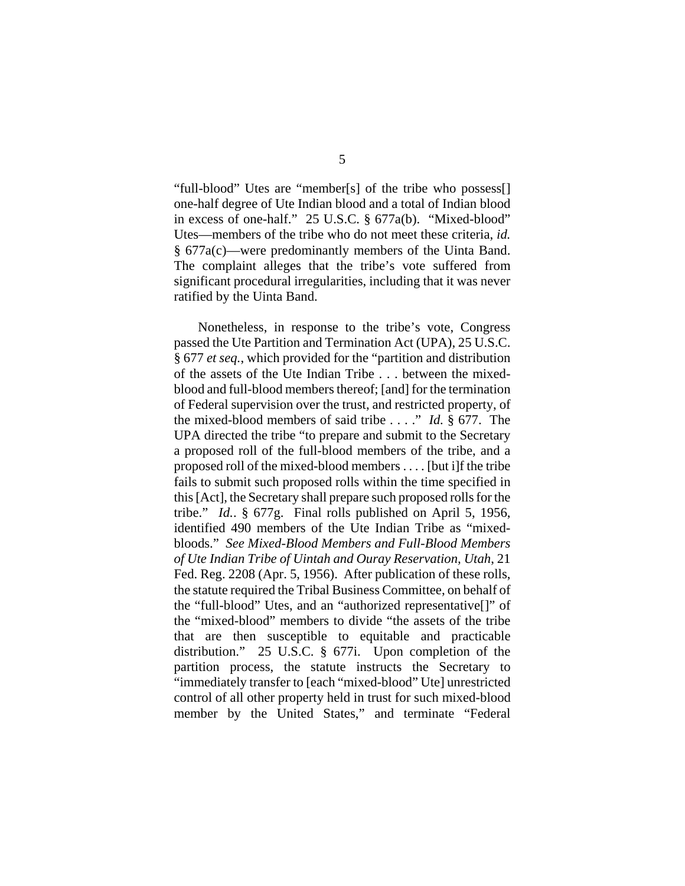"full-blood" Utes are "member[s] of the tribe who possess[] one-half degree of Ute Indian blood and a total of Indian blood in excess of one-half." 25 U.S.C. § 677a(b). "Mixed-blood" Utes—members of the tribe who do not meet these criteria, *id.* § 677a(c)—were predominantly members of the Uinta Band. The complaint alleges that the tribe's vote suffered from significant procedural irregularities, including that it was never ratified by the Uinta Band.

Nonetheless, in response to the tribe's vote, Congress passed the Ute Partition and Termination Act (UPA), 25 U.S.C. § 677 *et seq.*, which provided for the "partition and distribution of the assets of the Ute Indian Tribe . . . between the mixed-blood and full-blood members thereof; [and] for the termination of Federal supervision over the trust, and restricted property, of the mixed-blood members of said tribe . . . ." *Id.* § 677. The UPA directed the tribe "to prepare and submit to the Secretary a proposed roll of the full-blood members of the tribe, and a proposed roll of the mixed-blood members . . . . [but i]f the tribe fails to submit such proposed rolls within the time specified in this [Act], the Secretary shall prepare such proposed rolls for the tribe." *Id.*. § 677g. Final rolls published on April 5, 1956, identified 490 members of the Ute Indian Tribe as "mixed-bloods." *See Mixed-Blood Members and Full-Blood Members of Ute Indian Tribe of Uintah and Ouray Reservation, Utah*, 21 Fed. Reg. 2208 (Apr. 5, 1956). After publication of these rolls, the statute required the Tribal Business Committee, on behalf of the "full-blood" Utes, and an "authorized representative[]" of the "mixed-blood" members to divide "the assets of the tribe that are then susceptible to equitable and practicable distribution." 25 U.S.C. § 677i. Upon completion of the partition process, the statute instructs the Secretary to "immediately transfer to [each "mixed-blood" Ute] unrestricted control of all other property held in trust for such mixed-blood member by the United States," and terminate "Federal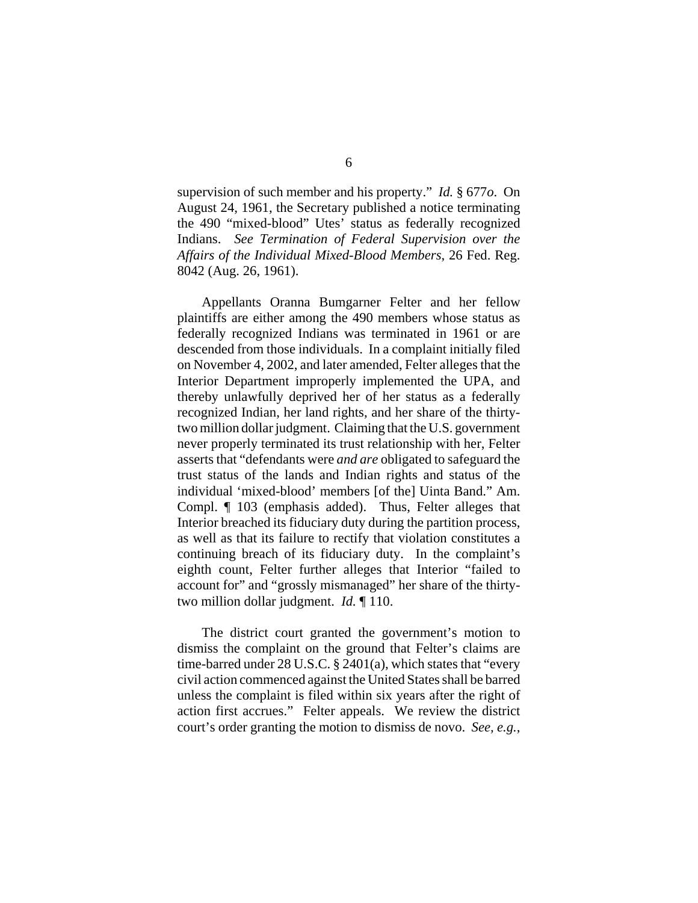supervision of such member and his property." *Id.* § 677*o*. On August 24, 1961, the Secretary published a notice terminating the 490 "mixed-blood" Utes' status as federally recognized Indians. *See Termination of Federal Supervision over the Affairs of the Individual Mixed-Blood Members*, 26 Fed. Reg. 8042 (Aug. 26, 1961).

Appellants Oranna Bumgarner Felter and her fellow plaintiffs are either among the 490 members whose status as federally recognized Indians was terminated in 1961 or are descended from those individuals. In a complaint initially filed on November 4, 2002, and later amended, Felter alleges that the Interior Department improperly implemented the UPA, and thereby unlawfully deprived her of her status as a federally recognized Indian, her land rights, and her share of the thirty-two million dollar judgment. Claiming that the U.S. government never properly terminated its trust relationship with her, Felter asserts that "defendants were *and are* obligated to safeguard the trust status of the lands and Indian rights and status of the individual 'mixed-blood' members [of the] Uinta Band." Am. Compl. ¶ 103 (emphasis added). Thus, Felter alleges that Interior breached its fiduciary duty during the partition process, as well as that its failure to rectify that violation constitutes a continuing breach of its fiduciary duty. In the complaint's eighth count, Felter further alleges that Interior "failed to account for" and "grossly mismanaged" her share of the thirty-two million dollar judgment. *Id.* ¶ 110.

The district court granted the government's motion to dismiss the complaint on the ground that Felter's claims are time-barred under 28 U.S.C. § 2401(a), which states that "every civil action commenced against the United States shall be barred unless the complaint is filed within six years after the right of action first accrues." Felter appeals. We review the district court's order granting the motion to dismiss de novo. *See, e.g.*,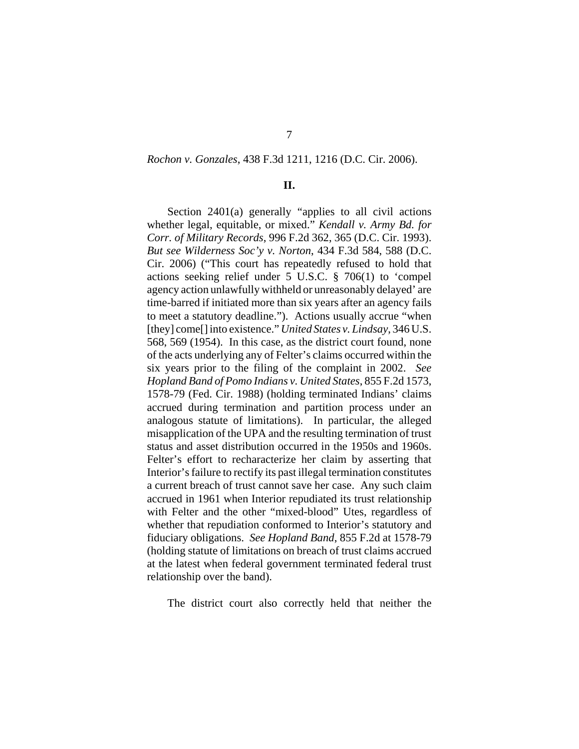*Rochon v. Gonzales*, 438 F.3d 1211, 1216 (D.C. Cir. 2006).

**II.**

Section 2401(a) generally "applies to all civil actions whether legal, equitable, or mixed." *Kendall v. Army Bd. for Corr. of Military Records*, 996 F.2d 362, 365 (D.C. Cir. 1993). *But see Wilderness Soc'y v. Norton*, 434 F.3d 584, 588 (D.C. Cir. 2006) ("This court has repeatedly refused to hold that actions seeking relief under 5 U.S.C. § 706(1) to 'compel agency action unlawfully withheld or unreasonably delayed' are time-barred if initiated more than six years after an agency fails to meet a statutory deadline."). Actions usually accrue "when [they] come[] into existence." *United States v. Lindsay*, 346 U.S. 568, 569 (1954). In this case, as the district court found, none of the acts underlying any of Felter's claims occurred within the six years prior to the filing of the complaint in 2002. *See Hopland Band of Pomo Indians v. United States*, 855 F.2d 1573, 1578-79 (Fed. Cir. 1988) (holding terminated Indians' claims accrued during termination and partition process under an analogous statute of limitations). In particular, the alleged misapplication of the UPA and the resulting termination of trust status and asset distribution occurred in the 1950s and 1960s. Felter's effort to recharacterize her claim by asserting that Interior's failure to rectify its past illegal termination constitutes a current breach of trust cannot save her case. Any such claim accrued in 1961 when Interior repudiated its trust relationship with Felter and the other "mixed-blood" Utes, regardless of whether that repudiation conformed to Interior's statutory and fiduciary obligations. *See Hopland Band*, 855 F.2d at 1578-79 (holding statute of limitations on breach of trust claims accrued at the latest when federal government terminated federal trust relationship over the band).

The district court also correctly held that neither the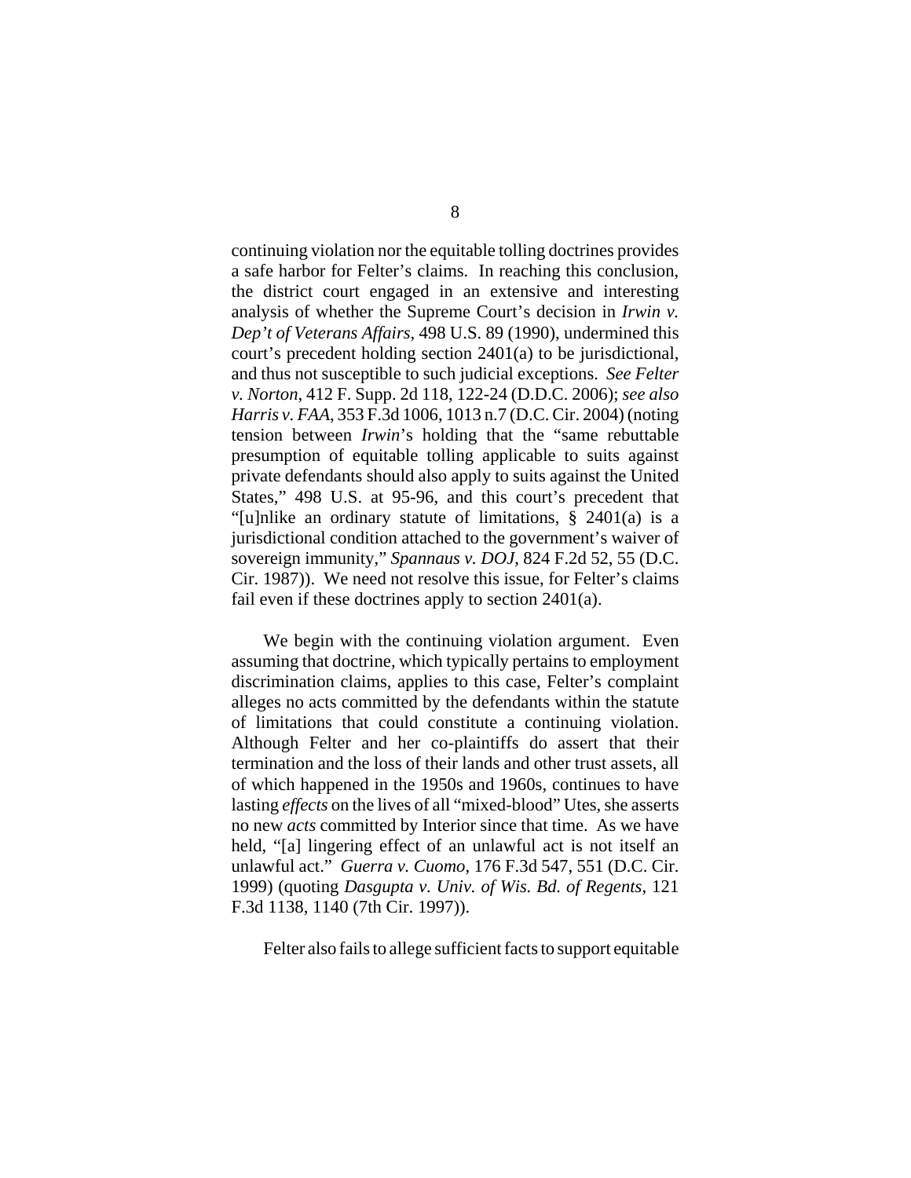continuing violation nor the equitable tolling doctrines provides a safe harbor for Felter's claims. In reaching this conclusion, the district court engaged in an extensive and interesting analysis of whether the Supreme Court's decision in *Irwin v. Dep't of Veterans Affairs*, 498 U.S. 89 (1990), undermined this court's precedent holding section 2401(a) to be jurisdictional, and thus not susceptible to such judicial exceptions. *See Felter v. Norton*, 412 F. Supp. 2d 118, 122-24 (D.D.C. 2006); *see also Harris v. FAA*, 353 F.3d 1006, 1013 n.7 (D.C. Cir. 2004) (noting tension between *Irwin*'s holding that the "same rebuttable presumption of equitable tolling applicable to suits against private defendants should also apply to suits against the United States," 498 U.S. at 95-96, and this court's precedent that "[u]nlike an ordinary statute of limitations, § 2401(a) is a jurisdictional condition attached to the government's waiver of sovereign immunity," *Spannaus v. DOJ*, 824 F.2d 52, 55 (D.C. Cir. 1987)). We need not resolve this issue, for Felter's claims fail even if these doctrines apply to section 2401(a).

We begin with the continuing violation argument. Even assuming that doctrine, which typically pertains to employment discrimination claims, applies to this case, Felter's complaint alleges no acts committed by the defendants within the statute of limitations that could constitute a continuing violation. Although Felter and her co-plaintiffs do assert that their termination and the loss of their lands and other trust assets, all of which happened in the 1950s and 1960s, continues to have lasting *effects* on the lives of all "mixed-blood" Utes, she asserts no new *acts* committed by Interior since that time. As we have held, "[a] lingering effect of an unlawful act is not itself an unlawful act." *Guerra v. Cuomo*, 176 F.3d 547, 551 (D.C. Cir. 1999) (quoting *Dasgupta v. Univ. of Wis. Bd. of Regents*, 121 F.3d 1138, 1140 (7th Cir. 1997)).

Felter also fails to allege sufficient facts to support equitable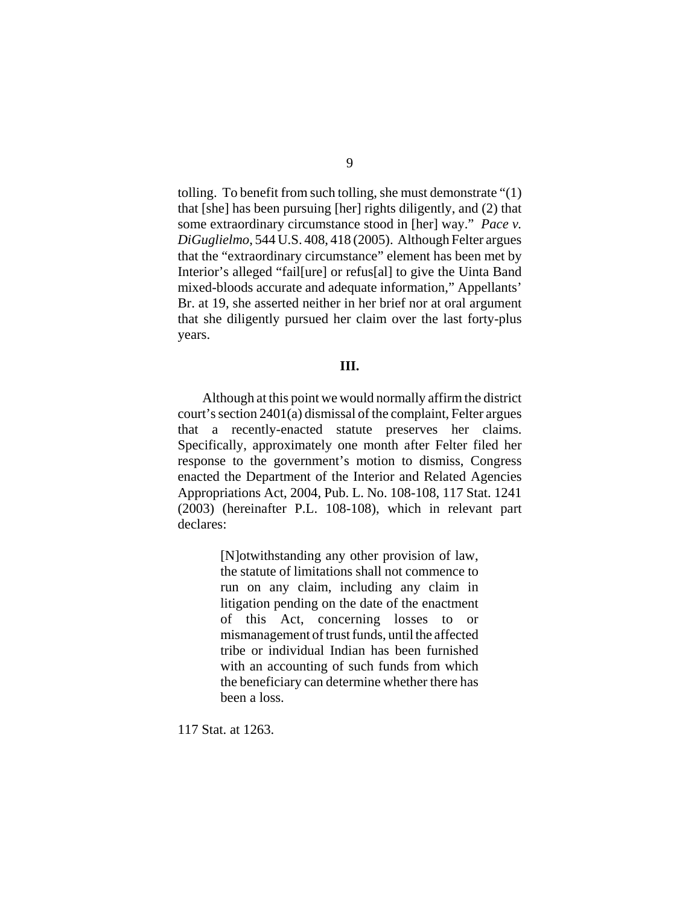tolling. To benefit from such tolling, she must demonstrate "(1) that [she] has been pursuing [her] rights diligently, and (2) that some extraordinary circumstance stood in [her] way." *Pace v. DiGuglielmo*, 544 U.S. 408, 418 (2005). Although Felter argues that the "extraordinary circumstance" element has been met by Interior's alleged "fail[ure] or refus[al] to give the Uinta Band mixed-bloods accurate and adequate information," Appellants' Br. at 19, she asserted neither in her brief nor at oral argument that she diligently pursued her claim over the last forty-plus years.

## III.

Although at this point we would normally affirm the district court's section 2401(a) dismissal of the complaint, Felter argues that a recently-enacted statute preserves her claims. Specifically, approximately one month after Felter filed her response to the government's motion to dismiss, Congress enacted the Department of the Interior and Related Agencies Appropriations Act, 2004, Pub. L. No. 108-108, 117 Stat. 1241 (2003) (hereinafter P.L. 108-108), which in relevant part declares:

> [N]otwithstanding any other provision of law, the statute of limitations shall not commence to run on any claim, including any claim in litigation pending on the date of the enactment of this Act, concerning losses to or mismanagement of trust funds, until the affected tribe or individual Indian has been furnished with an accounting of such funds from which the beneficiary can determine whether there has been a loss.

117 Stat. at 1263.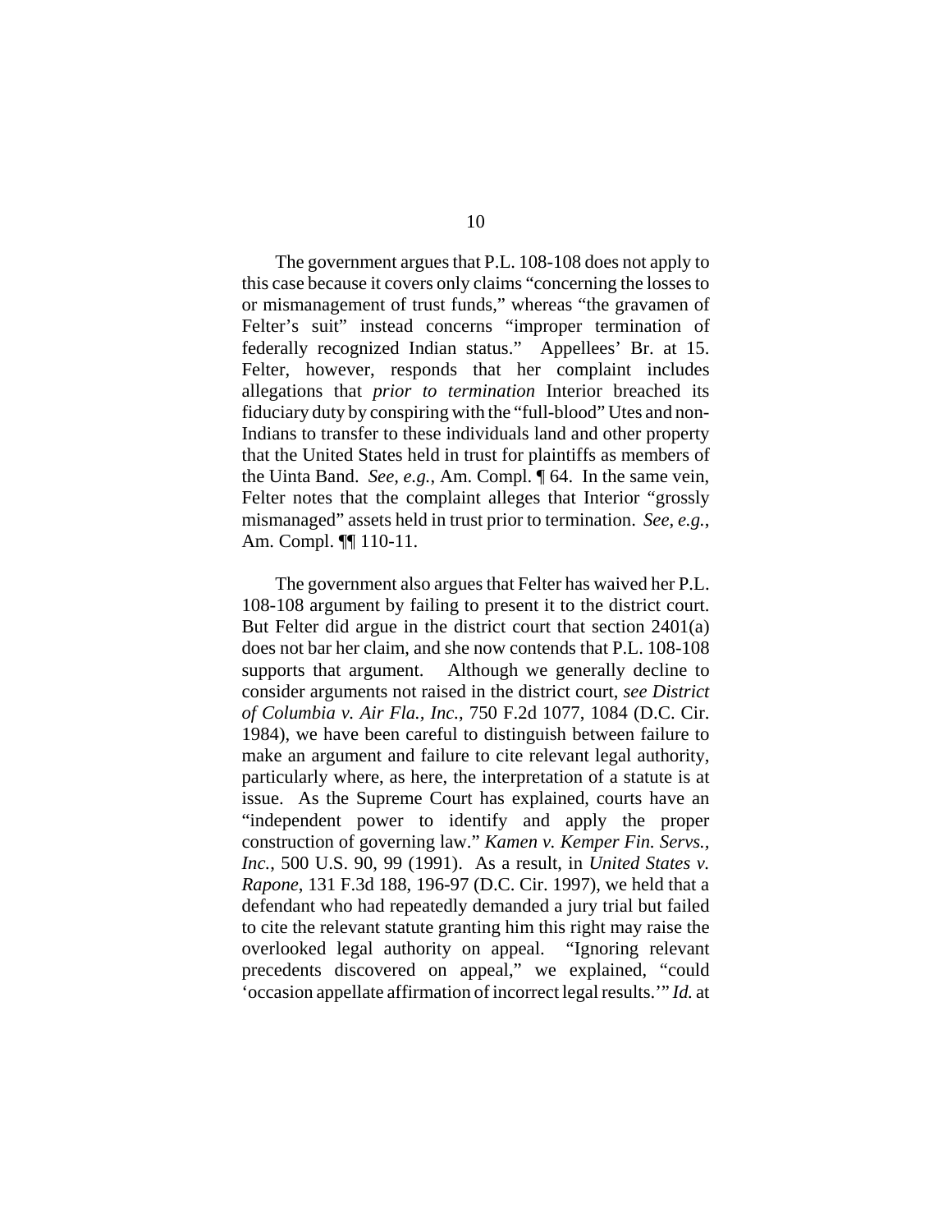The government argues that P.L. 108-108 does not apply to this case because it covers only claims "concerning the losses to or mismanagement of trust funds," whereas "the gravamen of Felter's suit" instead concerns "improper termination of federally recognized Indian status." Appellees' Br. at 15. Felter, however, responds that her complaint includes allegations that *prior to termination* Interior breached its fiduciary duty by conspiring with the "full-blood" Utes and non-Indians to transfer to these individuals land and other property that the United States held in trust for plaintiffs as members of the Uinta Band. *See, e.g.*, Am. Compl. ¶ 64. In the same vein, Felter notes that the complaint alleges that Interior "grossly mismanaged" assets held in trust prior to termination. *See, e.g.*, Am. Compl. ¶¶ 110-11.

The government also argues that Felter has waived her P.L. 108-108 argument by failing to present it to the district court. But Felter did argue in the district court that section 2401(a) does not bar her claim, and she now contends that P.L. 108-108 supports that argument. Although we generally decline to consider arguments not raised in the district court, *see District of Columbia v. Air Fla., Inc.*, 750 F.2d 1077, 1084 (D.C. Cir. 1984), we have been careful to distinguish between failure to make an argument and failure to cite relevant legal authority, particularly where, as here, the interpretation of a statute is at issue. As the Supreme Court has explained, courts have an "independent power to identify and apply the proper construction of governing law." *Kamen v. Kemper Fin. Servs., Inc.*, 500 U.S. 90, 99 (1991). As a result, in *United States v. Rapone*, 131 F.3d 188, 196-97 (D.C. Cir. 1997), we held that a defendant who had repeatedly demanded a jury trial but failed to cite the relevant statute granting him this right may raise the overlooked legal authority on appeal. "Ignoring relevant precedents discovered on appeal," we explained, "could 'occasion appellate affirmation of incorrect legal results.'" *Id.* at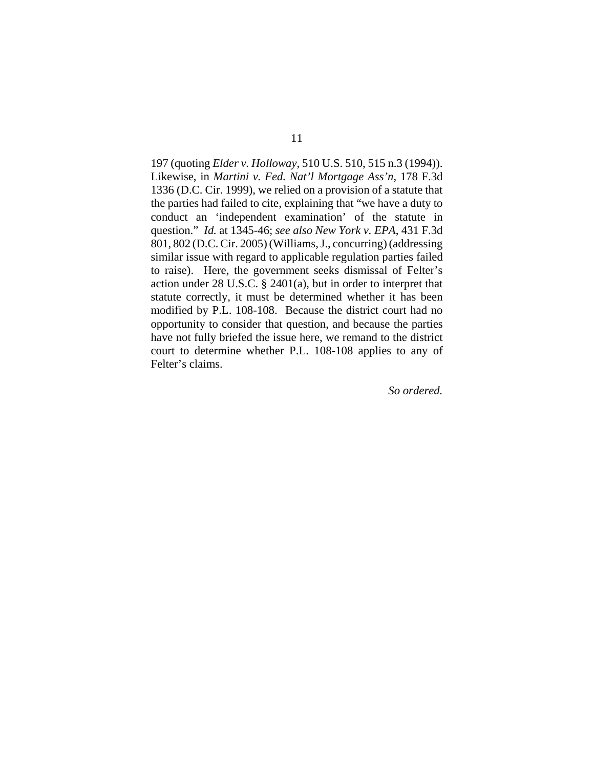197 (quoting *Elder v. Holloway*, 510 U.S. 510, 515 n.3 (1994)). Likewise, in *Martini v. Fed. Nat'l Mortgage Ass'n*, 178 F.3d 1336 (D.C. Cir. 1999), we relied on a provision of a statute that the parties had failed to cite, explaining that "we have a duty to conduct an 'independent examination' of the statute in question." *Id.* at 1345-46; *see also New York v. EPA*, 431 F.3d 801, 802 (D.C. Cir. 2005) (Williams, J., concurring) (addressing similar issue with regard to applicable regulation parties failed to raise). Here, the government seeks dismissal of Felter's action under 28 U.S.C. § 2401(a), but in order to interpret that statute correctly, it must be determined whether it has been modified by P.L. 108-108. Because the district court had no opportunity to consider that question, and because the parties have not fully briefed the issue here, we remand to the district court to determine whether P.L. 108-108 applies to any of Felter's claims.

*So ordered.*